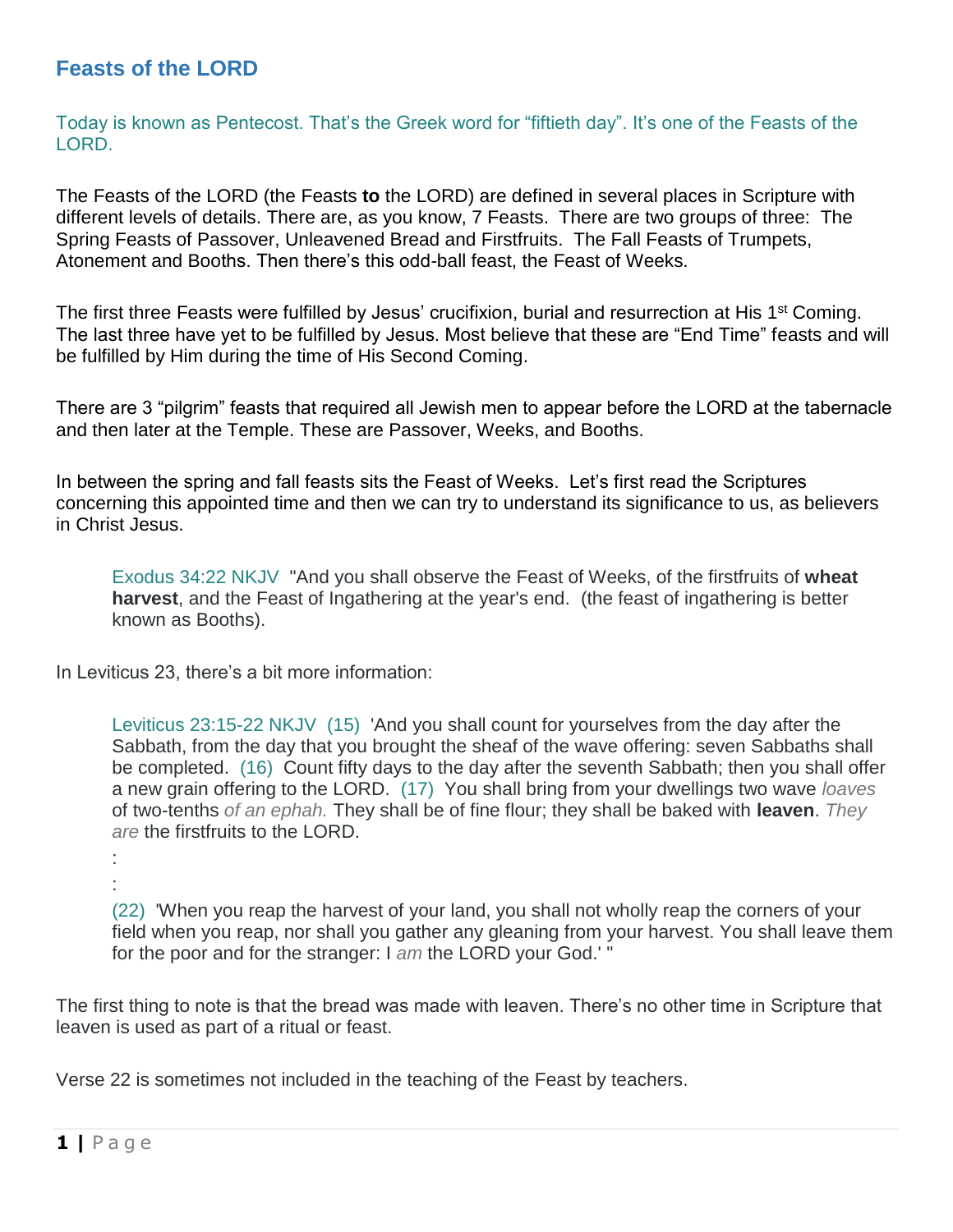## Feasts of the LORD

Today is known as Pentecost. That's the Greek word for "fiftieth day". It's one of the Feasts of the LORD.

The Feasts of the LORD (the Feasts **to** the LORD) are defined in several places in Scripture with different levels of details. There are, as you know, 7 Feasts. There are two groups of three: The Spring Feasts of Passover, Unleavened Bread and Firstfruits. The Fall Feasts of Trumpets, Atonement and Booths. Then there's this odd-ball feast, the Feast of Weeks.

The first three Feasts were fulfilled by Jesus' crucifixion, burial and resurrection at His 1st Coming. The last three have yet to be fulfilled by Jesus. Most believe that these are "End Time" feasts and will be fulfilled by Him during the time of His Second Coming.

There are 3 "pilgrim" feasts that required all Jewish men to appear before the LORD at the tabernacle and then later at the Temple. These are Passover, Weeks, and Booths.

In between the spring and fall feasts sits the Feast of Weeks. Let's first read the Scriptures concerning this appointed time and then we can try to understand its significance to us, as believers in Christ Jesus.

> Exodus 34:22 NKJV "And you shall observe the Feast of Weeks, of the firstfruits of **wheat harvest**, and the Feast of Ingathering at the year's end. (the feast of ingathering is better known as Booths).

In Leviticus 23, there's a bit more information:

> Leviticus 23:15-22 NKJV (15) 'And you shall count for yourselves from the day after the Sabbath, from the day that you brought the sheaf of the wave offering: seven Sabbaths shall be completed. (16) Count fifty days to the day after the seventh Sabbath; then you shall offer a new grain offering to the LORD. (17) You shall bring from your dwellings two wave *loaves* of two-tenths *of an ephah.* They shall be of fine flour; they shall be baked with **leaven**. *They are* the firstfruits to the LORD.
>
> :
>
> :
>
> (22) 'When you reap the harvest of your land, you shall not wholly reap the corners of your field when you reap, nor shall you gather any gleaning from your harvest. You shall leave them for the poor and for the stranger: I *am* the LORD your God.' "

The first thing to note is that the bread was made with leaven. There's no other time in Scripture that leaven is used as part of a ritual or feast.

Verse 22 is sometimes not included in the teaching of the Feast by teachers.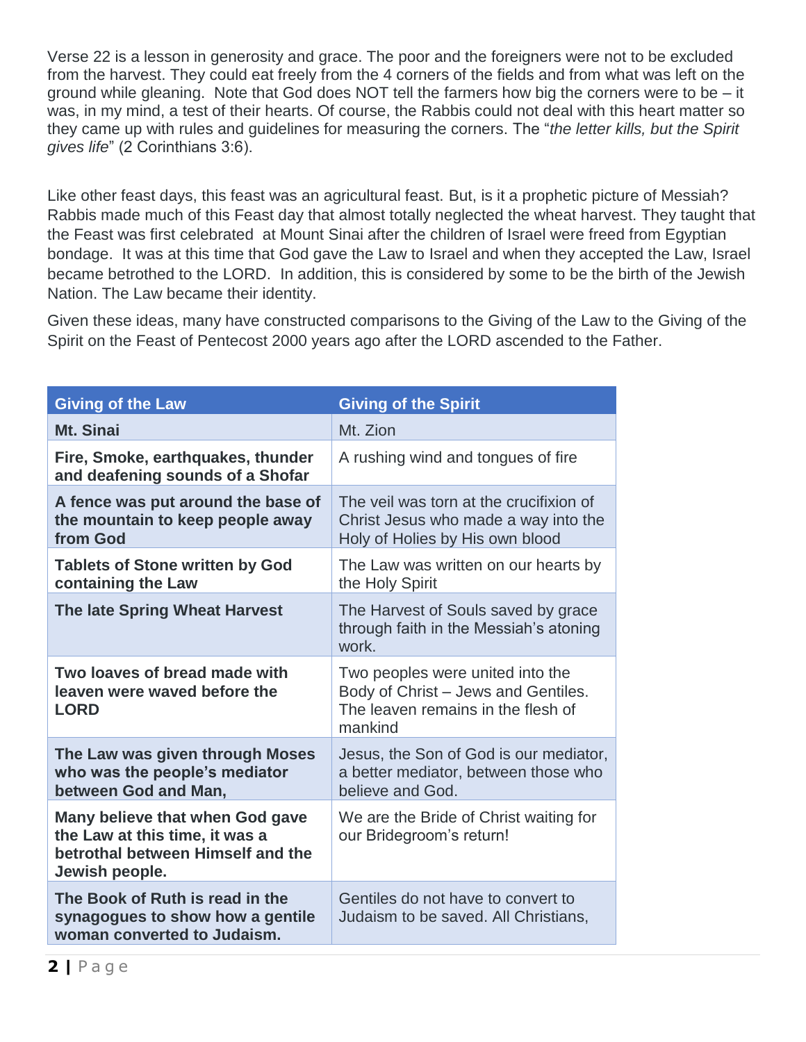Verse 22 is a lesson in generosity and grace. The poor and the foreigners were not to be excluded from the harvest. They could eat freely from the 4 corners of the fields and from what was left on the ground while gleaning. Note that God does NOT tell the farmers how big the corners were to be – it was, in my mind, a test of their hearts. Of course, the Rabbis could not deal with this heart matter so they came up with rules and guidelines for measuring the corners. The "*the letter kills, but the Spirit gives life*" (2 Corinthians 3:6).

Like other feast days, this feast was an agricultural feast. But, is it a prophetic picture of Messiah? Rabbis made much of this Feast day that almost totally neglected the wheat harvest. They taught that the Feast was first celebrated at Mount Sinai after the children of Israel were freed from Egyptian bondage. It was at this time that God gave the Law to Israel and when they accepted the Law, Israel became betrothed to the LORD. In addition, this is considered by some to be the birth of the Jewish Nation. The Law became their identity.

Given these ideas, many have constructed comparisons to the Giving of the Law to the Giving of the Spirit on the Feast of Pentecost 2000 years ago after the LORD ascended to the Father.

| Giving of the Law | Giving of the Spirit |
|---|---|
| **Mt. Sinai** | Mt. Zion |
| **Fire, Smoke, earthquakes, thunder and deafening sounds of a Shofar** | A rushing wind and tongues of fire |
| **A fence was put around the base of the mountain to keep people away from God** | The veil was torn at the crucifixion of Christ Jesus who made a way into the Holy of Holies by His own blood |
| **Tablets of Stone written by God containing the Law** | The Law was written on our hearts by the Holy Spirit |
| **The late Spring Wheat Harvest** | The Harvest of Souls saved by grace through faith in the Messiah's atoning work. |
| **Two loaves of bread made with leaven were waved before the LORD** | Two peoples were united into the Body of Christ – Jews and Gentiles. The leaven remains in the flesh of mankind |
| **The Law was given through Moses who was the people's mediator between God and Man,** | Jesus, the Son of God is our mediator, a better mediator, between those who believe and God. |
| **Many believe that when God gave the Law at this time, it was a betrothal between Himself and the Jewish people.** | We are the Bride of Christ waiting for our Bridegroom's return! |
| **The Book of Ruth is read in the synagogues to show how a gentile woman converted to Judaism.** | Gentiles do not have to convert to Judaism to be saved. All Christians, |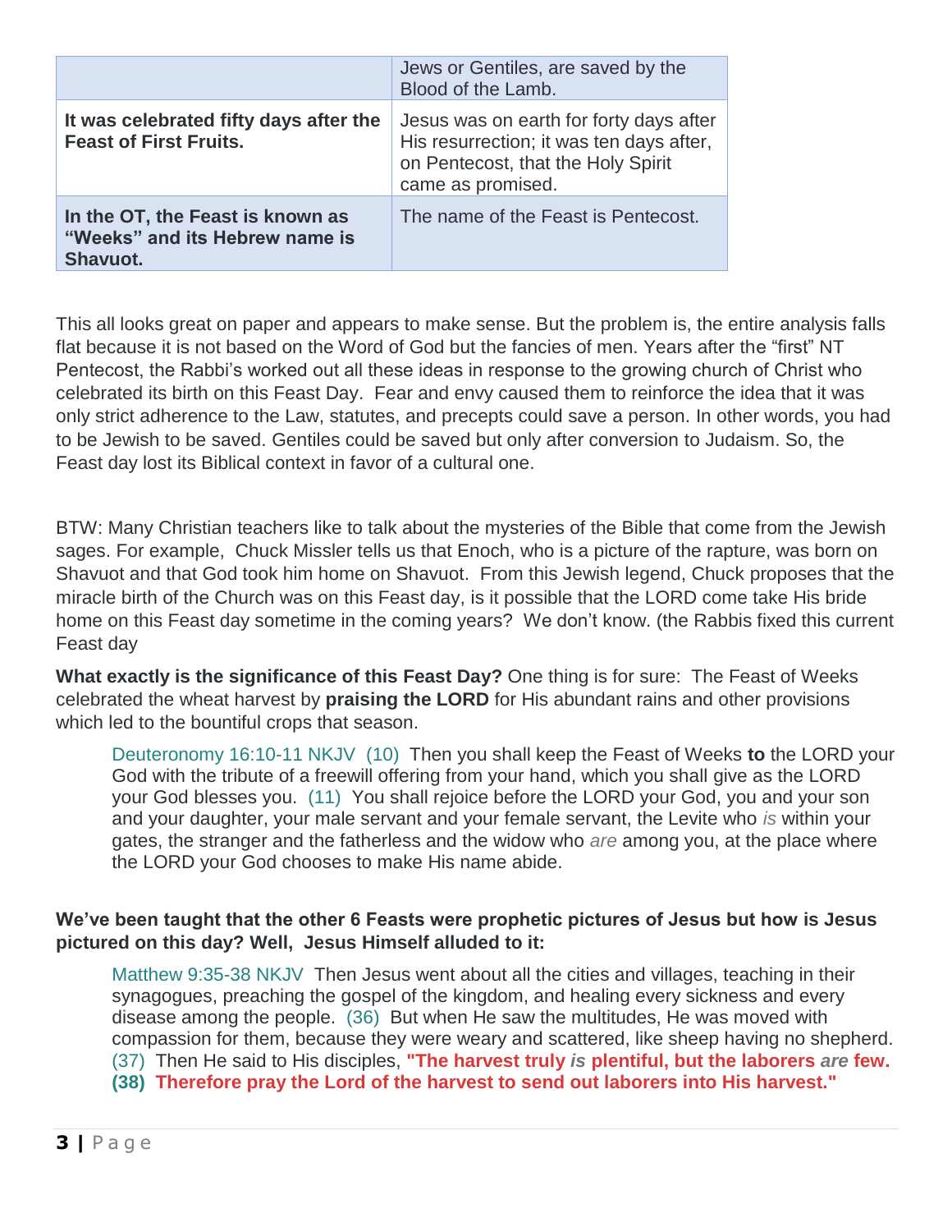| | |
|---|---|
| | Jews or Gentiles, are saved by the Blood of the Lamb. |
| **It was celebrated fifty days after the Feast of First Fruits.** | Jesus was on earth for forty days after His resurrection; it was ten days after, on Pentecost, that the Holy Spirit came as promised. |
| **In the OT, the Feast is known as "Weeks" and its Hebrew name is Shavuot.** | The name of the Feast is Pentecost. |

This all looks great on paper and appears to make sense. But the problem is, the entire analysis falls flat because it is not based on the Word of God but the fancies of men. Years after the "first" NT Pentecost, the Rabbi's worked out all these ideas in response to the growing church of Christ who celebrated its birth on this Feast Day. Fear and envy caused them to reinforce the idea that it was only strict adherence to the Law, statutes, and precepts could save a person. In other words, you had to be Jewish to be saved. Gentiles could be saved but only after conversion to Judaism. So, the Feast day lost its Biblical context in favor of a cultural one.

BTW: Many Christian teachers like to talk about the mysteries of the Bible that come from the Jewish sages. For example, Chuck Missler tells us that Enoch, who is a picture of the rapture, was born on Shavuot and that God took him home on Shavuot. From this Jewish legend, Chuck proposes that the miracle birth of the Church was on this Feast day, is it possible that the LORD come take His bride home on this Feast day sometime in the coming years? We don't know. (the Rabbis fixed this current Feast day

**What exactly is the significance of this Feast Day?** One thing is for sure: The Feast of Weeks celebrated the wheat harvest by **praising the LORD** for His abundant rains and other provisions which led to the bountiful crops that season.

> Deuteronomy 16:10-11 NKJV (10) Then you shall keep the Feast of Weeks **to** the LORD your God with the tribute of a freewill offering from your hand, which you shall give as the LORD your God blesses you. (11) You shall rejoice before the LORD your God, you and your son and your daughter, your male servant and your female servant, the Levite who *is* within your gates, the stranger and the fatherless and the widow who *are* among you, at the place where the LORD your God chooses to make His name abide.

**We've been taught that the other 6 Feasts were prophetic pictures of Jesus but how is Jesus pictured on this day? Well, Jesus Himself alluded to it:**

> Matthew 9:35-38 NKJV Then Jesus went about all the cities and villages, teaching in their synagogues, preaching the gospel of the kingdom, and healing every sickness and every disease among the people. (36) But when He saw the multitudes, He was moved with compassion for them, because they were weary and scattered, like sheep having no shepherd. (37) Then He said to His disciples, **"The harvest truly *is* plentiful, but the laborers *are* few. (38) Therefore pray the Lord of the harvest to send out laborers into His harvest."**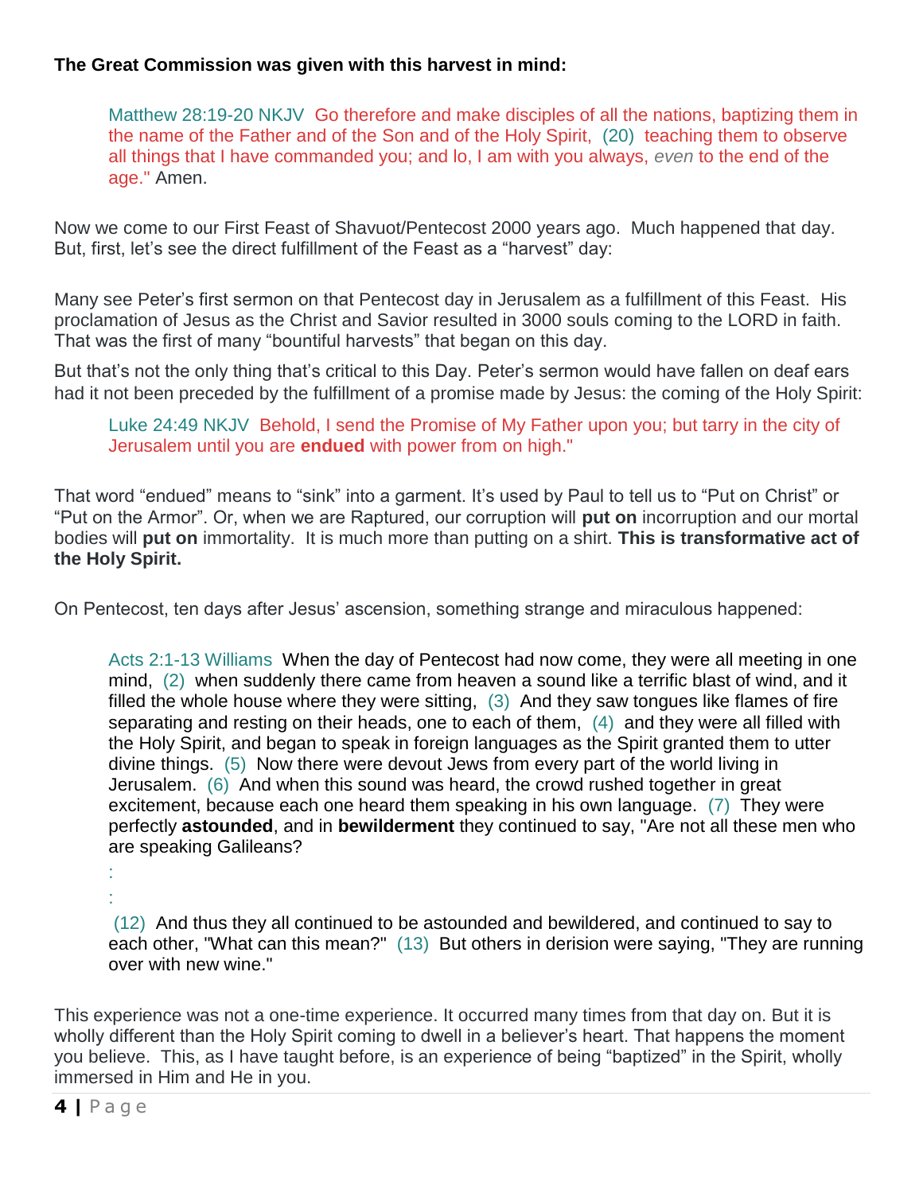**The Great Commission was given with this harvest in mind:**

> Matthew 28:19-20 NKJV Go therefore and make disciples of all the nations, baptizing them in the name of the Father and of the Son and of the Holy Spirit, (20) teaching them to observe all things that I have commanded you; and lo, I am with you always, *even* to the end of the age." Amen.

Now we come to our First Feast of Shavuot/Pentecost 2000 years ago. Much happened that day. But, first, let's see the direct fulfillment of the Feast as a "harvest" day:

Many see Peter's first sermon on that Pentecost day in Jerusalem as a fulfillment of this Feast. His proclamation of Jesus as the Christ and Savior resulted in 3000 souls coming to the LORD in faith. That was the first of many "bountiful harvests" that began on this day.

But that's not the only thing that's critical to this Day. Peter's sermon would have fallen on deaf ears had it not been preceded by the fulfillment of a promise made by Jesus: the coming of the Holy Spirit:

> Luke 24:49 NKJV Behold, I send the Promise of My Father upon you; but tarry in the city of Jerusalem until you are **endued** with power from on high."

That word "endued" means to "sink" into a garment. It's used by Paul to tell us to "Put on Christ" or "Put on the Armor". Or, when we are Raptured, our corruption will **put on** incorruption and our mortal bodies will **put on** immortality. It is much more than putting on a shirt. **This is transformative act of the Holy Spirit.**

On Pentecost, ten days after Jesus' ascension, something strange and miraculous happened:

> Acts 2:1-13 Williams When the day of Pentecost had now come, they were all meeting in one mind, (2) when suddenly there came from heaven a sound like a terrific blast of wind, and it filled the whole house where they were sitting, (3) And they saw tongues like flames of fire separating and resting on their heads, one to each of them, (4) and they were all filled with the Holy Spirit, and began to speak in foreign languages as the Spirit granted them to utter divine things. (5) Now there were devout Jews from every part of the world living in Jerusalem. (6) And when this sound was heard, the crowd rushed together in great excitement, because each one heard them speaking in his own language. (7) They were perfectly **astounded**, and in **bewilderment** they continued to say, "Are not all these men who are speaking Galileans?
>
> :
>
> :
>
> (12) And thus they all continued to be astounded and bewildered, and continued to say to each other, "What can this mean?" (13) But others in derision were saying, "They are running over with new wine."

This experience was not a one-time experience. It occurred many times from that day on. But it is wholly different than the Holy Spirit coming to dwell in a believer's heart. That happens the moment you believe. This, as I have taught before, is an experience of being "baptized" in the Spirit, wholly immersed in Him and He in you.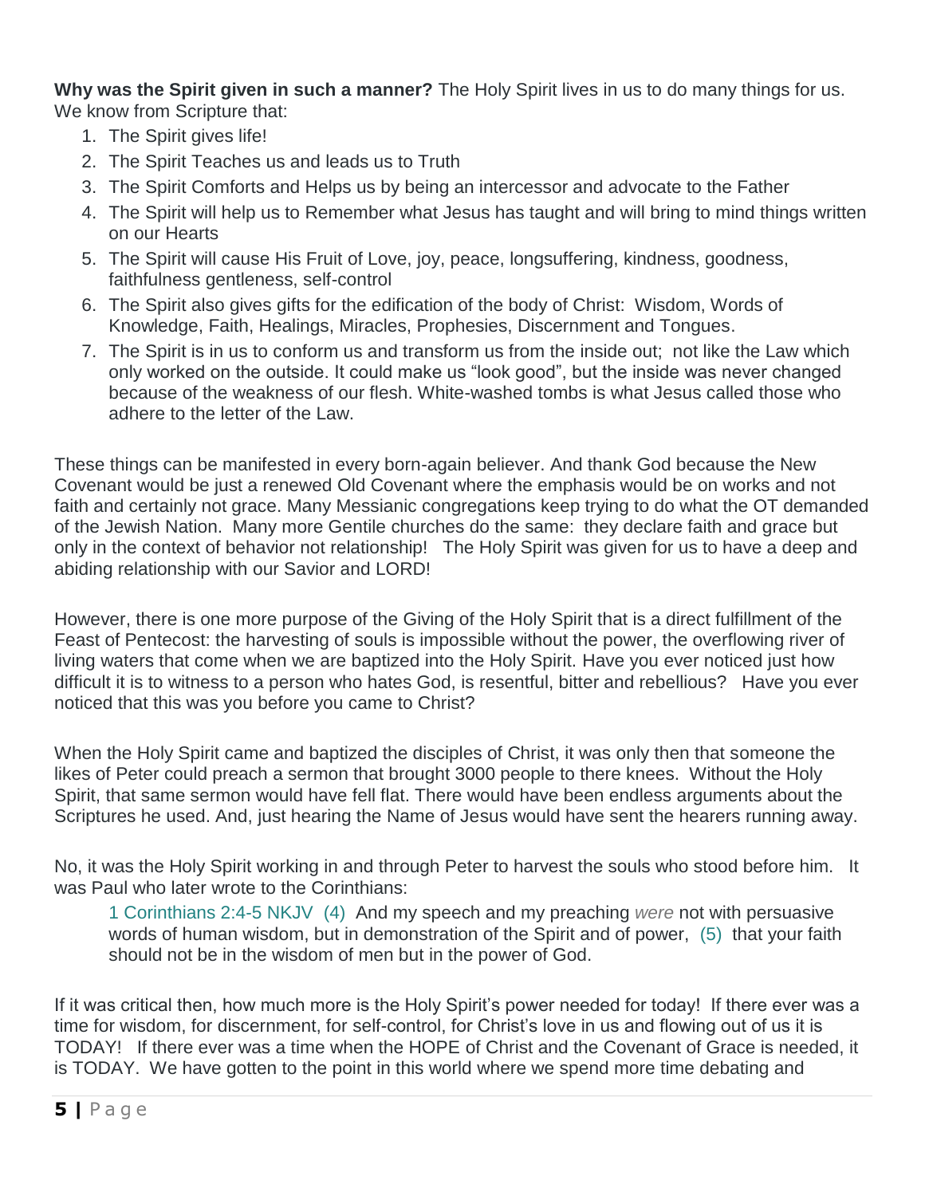**Why was the Spirit given in such a manner?** The Holy Spirit lives in us to do many things for us. We know from Scripture that:

1. The Spirit gives life!
2. The Spirit Teaches us and leads us to Truth
3. The Spirit Comforts and Helps us by being an intercessor and advocate to the Father
4. The Spirit will help us to Remember what Jesus has taught and will bring to mind things written on our Hearts
5. The Spirit will cause His Fruit of Love, joy, peace, longsuffering, kindness, goodness, faithfulness gentleness, self-control
6. The Spirit also gives gifts for the edification of the body of Christ: Wisdom, Words of Knowledge, Faith, Healings, Miracles, Prophesies, Discernment and Tongues.
7. The Spirit is in us to conform us and transform us from the inside out; not like the Law which only worked on the outside. It could make us "look good", but the inside was never changed because of the weakness of our flesh. White-washed tombs is what Jesus called those who adhere to the letter of the Law.

These things can be manifested in every born-again believer. And thank God because the New Covenant would be just a renewed Old Covenant where the emphasis would be on works and not faith and certainly not grace. Many Messianic congregations keep trying to do what the OT demanded of the Jewish Nation. Many more Gentile churches do the same: they declare faith and grace but only in the context of behavior not relationship! The Holy Spirit was given for us to have a deep and abiding relationship with our Savior and LORD!

However, there is one more purpose of the Giving of the Holy Spirit that is a direct fulfillment of the Feast of Pentecost: the harvesting of souls is impossible without the power, the overflowing river of living waters that come when we are baptized into the Holy Spirit. Have you ever noticed just how difficult it is to witness to a person who hates God, is resentful, bitter and rebellious? Have you ever noticed that this was you before you came to Christ?

When the Holy Spirit came and baptized the disciples of Christ, it was only then that someone the likes of Peter could preach a sermon that brought 3000 people to there knees. Without the Holy Spirit, that same sermon would have fell flat. There would have been endless arguments about the Scriptures he used. And, just hearing the Name of Jesus would have sent the hearers running away.

No, it was the Holy Spirit working in and through Peter to harvest the souls who stood before him. It was Paul who later wrote to the Corinthians:

> 1 Corinthians 2:4-5 NKJV (4) And my speech and my preaching *were* not with persuasive words of human wisdom, but in demonstration of the Spirit and of power, (5) that your faith should not be in the wisdom of men but in the power of God.

If it was critical then, how much more is the Holy Spirit's power needed for today! If there ever was a time for wisdom, for discernment, for self-control, for Christ's love in us and flowing out of us it is TODAY! If there ever was a time when the HOPE of Christ and the Covenant of Grace is needed, it is TODAY. We have gotten to the point in this world where we spend more time debating and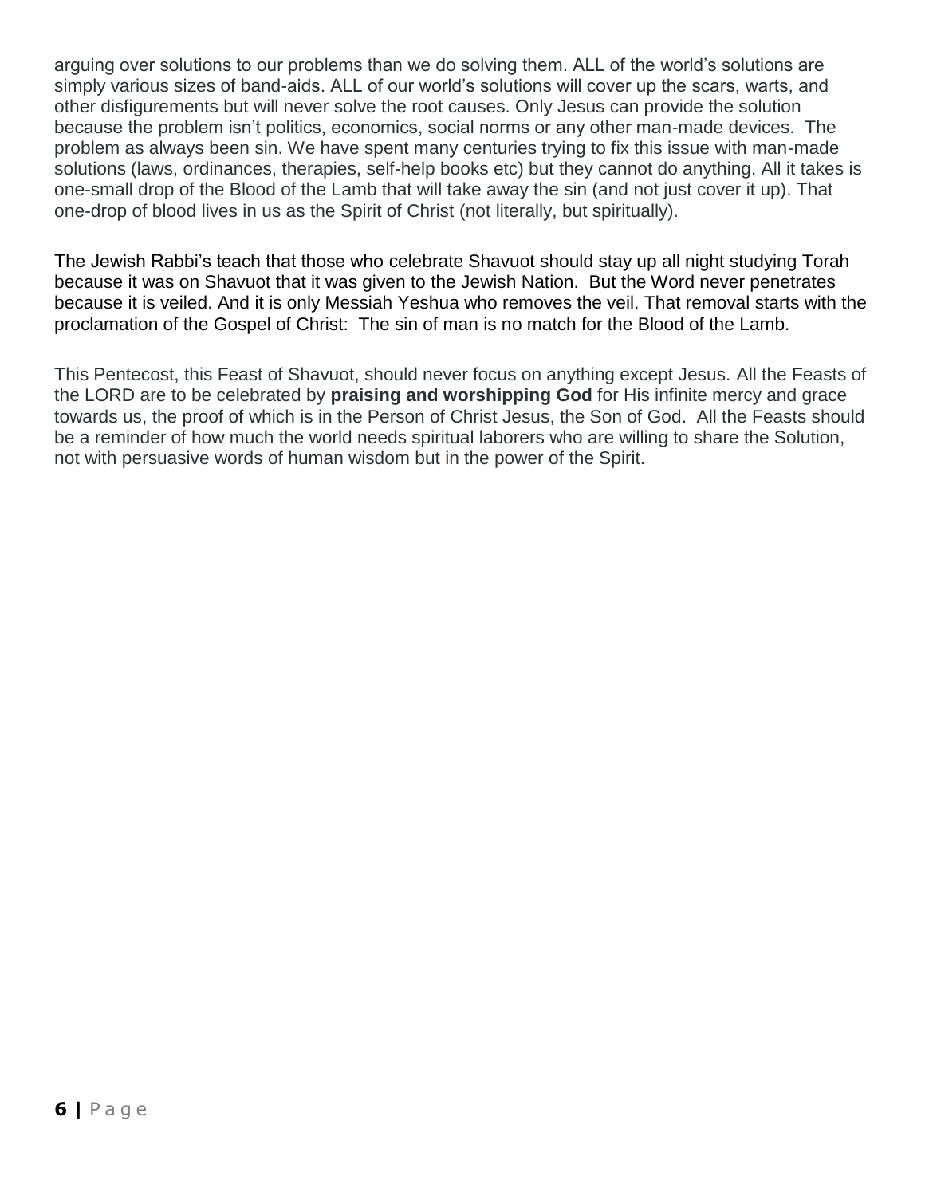arguing over solutions to our problems than we do solving them. ALL of the world's solutions are simply various sizes of band-aids. ALL of our world's solutions will cover up the scars, warts, and other disfigurements but will never solve the root causes. Only Jesus can provide the solution because the problem isn't politics, economics, social norms or any other man-made devices. The problem as always been sin. We have spent many centuries trying to fix this issue with man-made solutions (laws, ordinances, therapies, self-help books etc) but they cannot do anything. All it takes is one-small drop of the Blood of the Lamb that will take away the sin (and not just cover it up). That one-drop of blood lives in us as the Spirit of Christ (not literally, but spiritually).

The Jewish Rabbi's teach that those who celebrate Shavuot should stay up all night studying Torah because it was on Shavuot that it was given to the Jewish Nation. But the Word never penetrates because it is veiled. And it is only Messiah Yeshua who removes the veil. That removal starts with the proclamation of the Gospel of Christ: The sin of man is no match for the Blood of the Lamb.

This Pentecost, this Feast of Shavuot, should never focus on anything except Jesus. All the Feasts of the LORD are to be celebrated by **praising and worshipping God** for His infinite mercy and grace towards us, the proof of which is in the Person of Christ Jesus, the Son of God. All the Feasts should be a reminder of how much the world needs spiritual laborers who are willing to share the Solution, not with persuasive words of human wisdom but in the power of the Spirit.